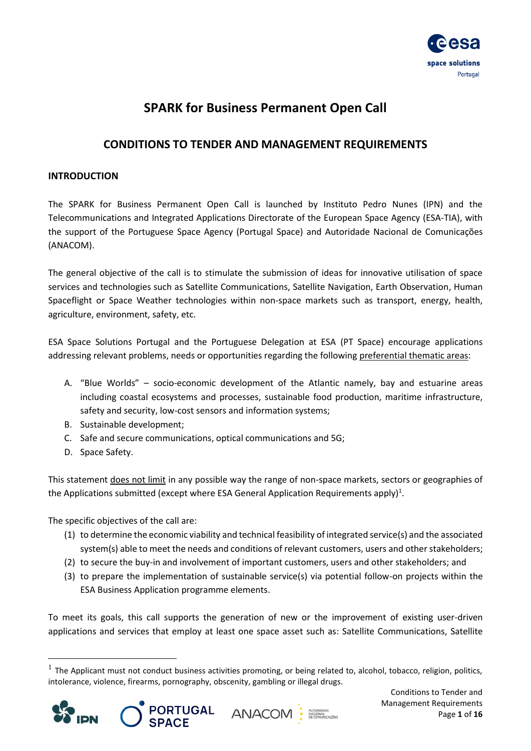# SPARK for Business Permanent Open Call

## CONDITIONS TO TENDER AND MANAGEMENT REQUIREMENTS

### INTRODUCTION

The SPARK for Business Permanent Open Call is launched by Instituto Pedro Nunes (IPN) and the Telecommunications and Integrated Applications Directorate of the European Space Agency (ESA-TIA), with the support of the Portuguese Space Agency (Portugal Space) and Autoridade Nacional de Comunicações (ANACOM).

The general objective of the call is to stimulate the submission of ideas for innovative utilisation of space services and technologies such as Satellite Communications, Satellite Navigation, Earth Observation, Human Spaceflight or Space Weather technologies within non-space markets such as transport, energy, health, agriculture, environment, safety, etc.

ESA Space Solutions Portugal and the Portuguese Delegation at ESA (PT Space) encourage applications addressing relevant problems, needs or opportunities regarding the following preferential thematic areas:

A. "Blue Worlds" – socio-economic development of the Atlantic namely, bay and estuarine areas including coastal ecosystems and processes, sustainable food production, maritime infrastructure, safety and security, low-cost sensors and information systems;
B. Sustainable development;
C. Safe and secure communications, optical communications and 5G;
D. Space Safety.

This statement does not limit in any possible way the range of non-space markets, sectors or geographies of the Applications submitted (except where ESA General Application Requirements apply)[1].

The specific objectives of the call are:

(1) to determine the economic viability and technical feasibility of integrated service(s) and the associated system(s) able to meet the needs and conditions of relevant customers, users and other stakeholders;
(2) to secure the buy-in and involvement of important customers, users and other stakeholders; and
(3) to prepare the implementation of sustainable service(s) via potential follow-on projects within the ESA Business Application programme elements.

To meet its goals, this call supports the generation of new or the improvement of existing user-driven applications and services that employ at least one space asset such as: Satellite Communications, Satellite

[1] The Applicant must not conduct business activities promoting, or being related to, alcohol, tobacco, religion, politics, intolerance, violence, firearms, pornography, obscenity, gambling or illegal drugs.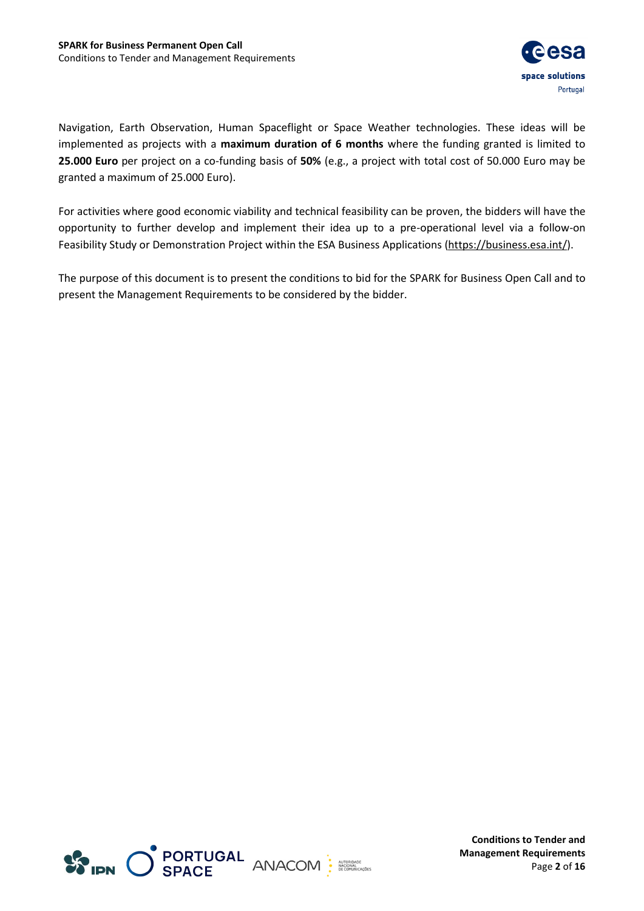Navigation, Earth Observation, Human Spaceflight or Space Weather technologies. These ideas will be implemented as projects with a **maximum duration of 6 months** where the funding granted is limited to **25.000 Euro** per project on a co-funding basis of **50%** (e.g., a project with total cost of 50.000 Euro may be granted a maximum of 25.000 Euro).

For activities where good economic viability and technical feasibility can be proven, the bidders will have the opportunity to further develop and implement their idea up to a pre-operational level via a follow-on Feasibility Study or Demonstration Project within the ESA Business Applications (https://business.esa.int/).

The purpose of this document is to present the conditions to bid for the SPARK for Business Open Call and to present the Management Requirements to be considered by the bidder.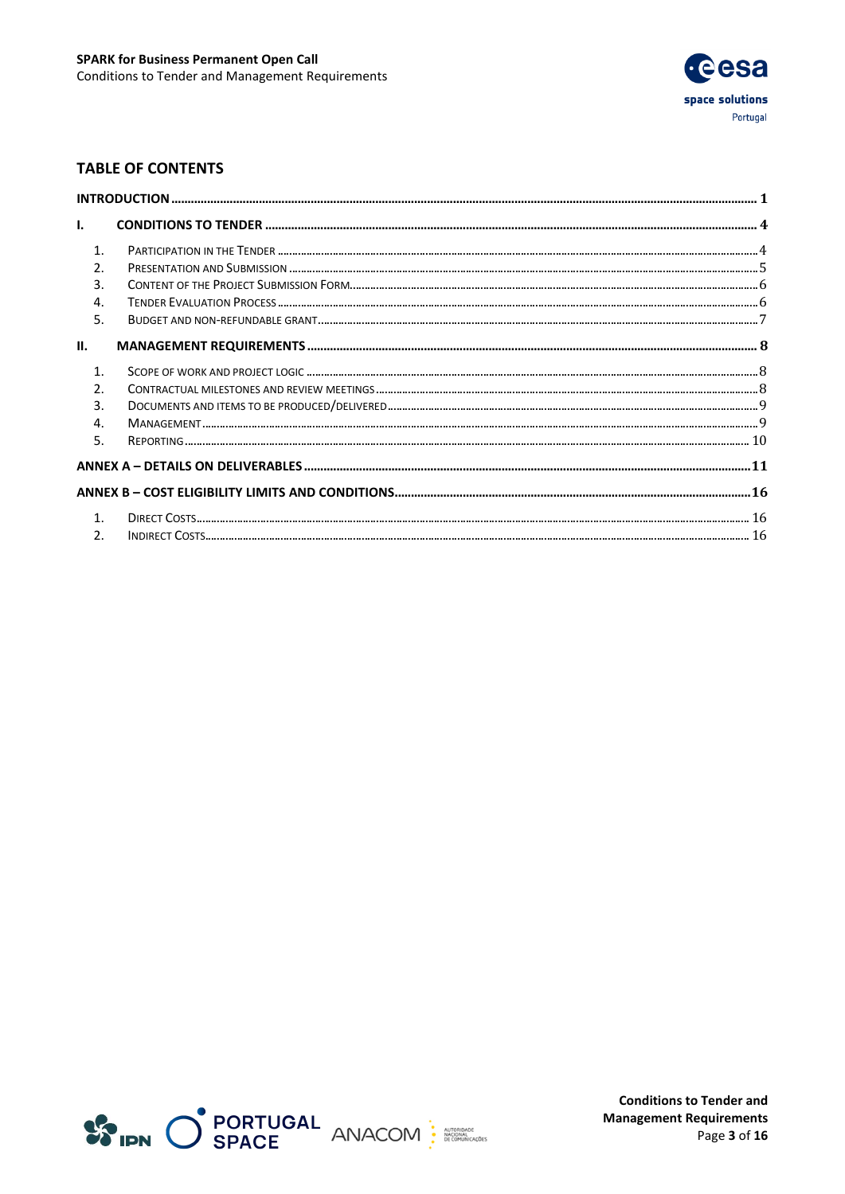## TABLE OF CONTENTS

**INTRODUCTION** .......... **1**

**I. CONDITIONS TO TENDER** .......... **4**

1. Participation in the Tender .......... 4
2. Presentation and Submission .......... 5
3. Content of the Project Submission Form .......... 6
4. Tender Evaluation Process .......... 6
5. Budget and non-refundable grant .......... 7

**II. MANAGEMENT REQUIREMENTS** .......... **8**

1. Scope of work and project logic .......... 8
2. Contractual milestones and review meetings .......... 8
3. Documents and items to be produced/delivered .......... 9
4. Management .......... 9
5. Reporting .......... 10

**ANNEX A – DETAILS ON DELIVERABLES** .......... **11**

**ANNEX B – COST ELIGIBILITY LIMITS AND CONDITIONS** .......... **16**

1. Direct Costs .......... 16
2. Indirect Costs .......... 16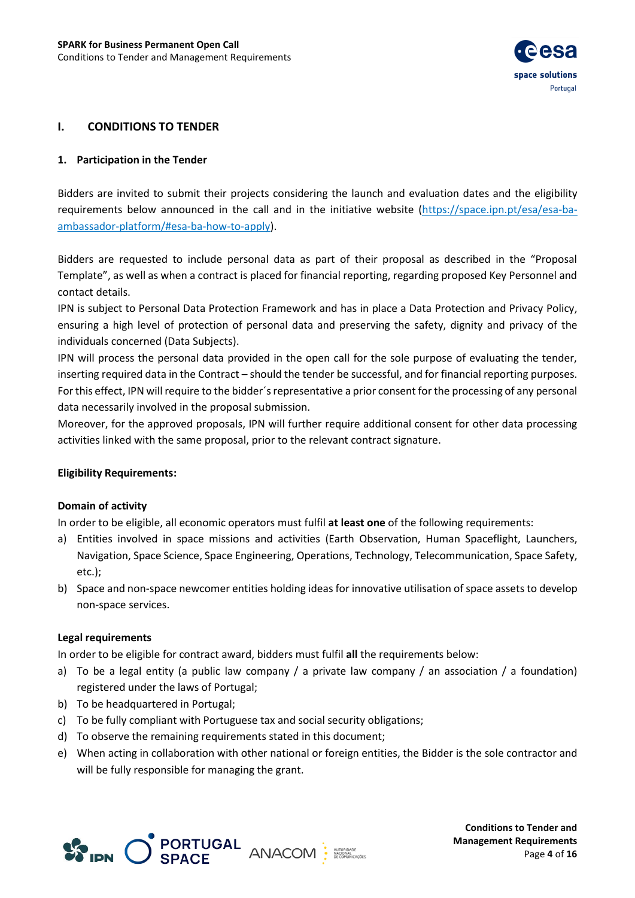# I. CONDITIONS TO TENDER

## 1. Participation in the Tender

Bidders are invited to submit their projects considering the launch and evaluation dates and the eligibility requirements below announced in the call and in the initiative website (https://space.ipn.pt/esa/esa-ba-ambassador-platform/#esa-ba-how-to-apply).

Bidders are requested to include personal data as part of their proposal as described in the "Proposal Template", as well as when a contract is placed for financial reporting, regarding proposed Key Personnel and contact details.

IPN is subject to Personal Data Protection Framework and has in place a Data Protection and Privacy Policy, ensuring a high level of protection of personal data and preserving the safety, dignity and privacy of the individuals concerned (Data Subjects).

IPN will process the personal data provided in the open call for the sole purpose of evaluating the tender, inserting required data in the Contract – should the tender be successful, and for financial reporting purposes. For this effect, IPN will require to the bidder´s representative a prior consent for the processing of any personal data necessarily involved in the proposal submission.

Moreover, for the approved proposals, IPN will further require additional consent for other data processing activities linked with the same proposal, prior to the relevant contract signature.

**Eligibility Requirements:**

**Domain of activity**

In order to be eligible, all economic operators must fulfil **at least one** of the following requirements:

a) Entities involved in space missions and activities (Earth Observation, Human Spaceflight, Launchers, Navigation, Space Science, Space Engineering, Operations, Technology, Telecommunication, Space Safety, etc.);
b) Space and non-space newcomer entities holding ideas for innovative utilisation of space assets to develop non-space services.

**Legal requirements**

In order to be eligible for contract award, bidders must fulfil **all** the requirements below:

a) To be a legal entity (a public law company / a private law company / an association / a foundation) registered under the laws of Portugal;
b) To be headquartered in Portugal;
c) To be fully compliant with Portuguese tax and social security obligations;
d) To observe the remaining requirements stated in this document;
e) When acting in collaboration with other national or foreign entities, the Bidder is the sole contractor and will be fully responsible for managing the grant.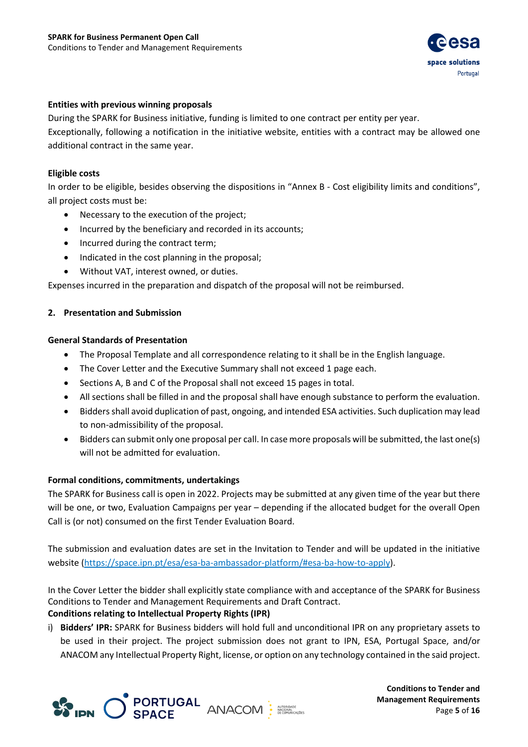**Entities with previous winning proposals**

During the SPARK for Business initiative, funding is limited to one contract per entity per year.

Exceptionally, following a notification in the initiative website, entities with a contract may be allowed one additional contract in the same year.

**Eligible costs**

In order to be eligible, besides observing the dispositions in "Annex B - Cost eligibility limits and conditions", all project costs must be:

- Necessary to the execution of the project;
- Incurred by the beneficiary and recorded in its accounts;
- Incurred during the contract term;
- Indicated in the cost planning in the proposal;
- Without VAT, interest owned, or duties.

Expenses incurred in the preparation and dispatch of the proposal will not be reimbursed.

## 2. Presentation and Submission

**General Standards of Presentation**

- The Proposal Template and all correspondence relating to it shall be in the English language.
- The Cover Letter and the Executive Summary shall not exceed 1 page each.
- Sections A, B and C of the Proposal shall not exceed 15 pages in total.
- All sections shall be filled in and the proposal shall have enough substance to perform the evaluation.
- Bidders shall avoid duplication of past, ongoing, and intended ESA activities. Such duplication may lead to non-admissibility of the proposal.
- Bidders can submit only one proposal per call. In case more proposals will be submitted, the last one(s) will not be admitted for evaluation.

**Formal conditions, commitments, undertakings**

The SPARK for Business call is open in 2022. Projects may be submitted at any given time of the year but there will be one, or two, Evaluation Campaigns per year – depending if the allocated budget for the overall Open Call is (or not) consumed on the first Tender Evaluation Board.

The submission and evaluation dates are set in the Invitation to Tender and will be updated in the initiative website (https://space.ipn.pt/esa/esa-ba-ambassador-platform/#esa-ba-how-to-apply).

In the Cover Letter the bidder shall explicitly state compliance with and acceptance of the SPARK for Business Conditions to Tender and Management Requirements and Draft Contract.

**Conditions relating to Intellectual Property Rights (IPR)**

i) **Bidders' IPR:** SPARK for Business bidders will hold full and unconditional IPR on any proprietary assets to be used in their project. The project submission does not grant to IPN, ESA, Portugal Space, and/or ANACOM any Intellectual Property Right, license, or option on any technology contained in the said project.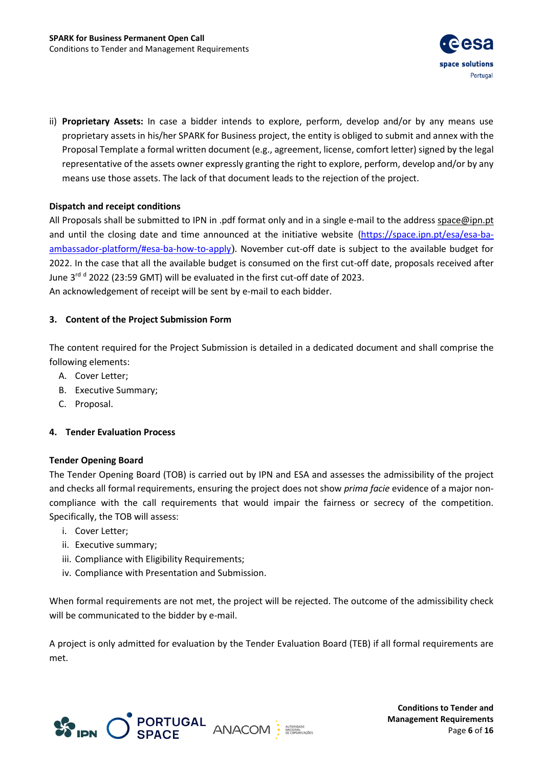ii) **Proprietary Assets:** In case a bidder intends to explore, perform, develop and/or by any means use proprietary assets in his/her SPARK for Business project, the entity is obliged to submit and annex with the Proposal Template a formal written document (e.g., agreement, license, comfort letter) signed by the legal representative of the assets owner expressly granting the right to explore, perform, develop and/or by any means use those assets. The lack of that document leads to the rejection of the project.

**Dispatch and receipt conditions**

All Proposals shall be submitted to IPN in .pdf format only and in a single e-mail to the address space@ipn.pt and until the closing date and time announced at the initiative website (https://space.ipn.pt/esa/esa-ba-ambassador-platform/#esa-ba-how-to-apply). November cut-off date is subject to the available budget for 2022. In the case that all the available budget is consumed on the first cut-off date, proposals received after June 3rd d 2022 (23:59 GMT) will be evaluated in the first cut-off date of 2023.

An acknowledgement of receipt will be sent by e-mail to each bidder.

## 3. Content of the Project Submission Form

The content required for the Project Submission is detailed in a dedicated document and shall comprise the following elements:

A. Cover Letter;
B. Executive Summary;
C. Proposal.

## 4. Tender Evaluation Process

**Tender Opening Board**

The Tender Opening Board (TOB) is carried out by IPN and ESA and assesses the admissibility of the project and checks all formal requirements, ensuring the project does not show *prima facie* evidence of a major non-compliance with the call requirements that would impair the fairness or secrecy of the competition. Specifically, the TOB will assess:

i. Cover Letter;
ii. Executive summary;
iii. Compliance with Eligibility Requirements;
iv. Compliance with Presentation and Submission.

When formal requirements are not met, the project will be rejected. The outcome of the admissibility check will be communicated to the bidder by e-mail.

A project is only admitted for evaluation by the Tender Evaluation Board (TEB) if all formal requirements are met.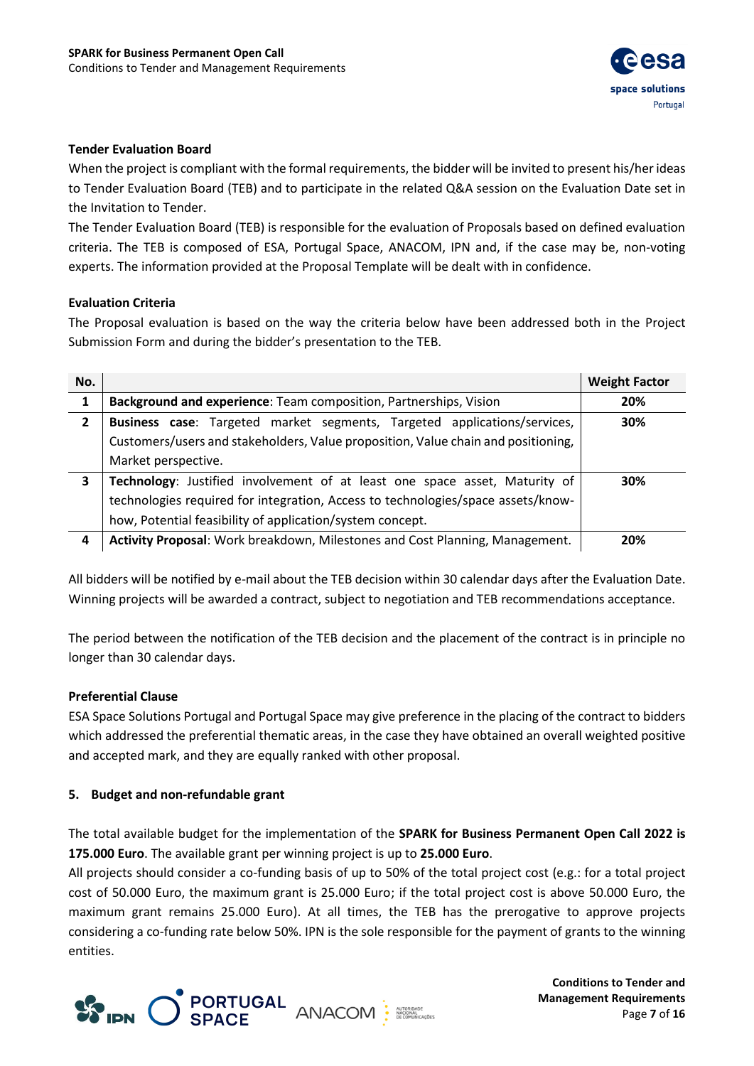**Tender Evaluation Board**

When the project is compliant with the formal requirements, the bidder will be invited to present his/her ideas to Tender Evaluation Board (TEB) and to participate in the related Q&A session on the Evaluation Date set in the Invitation to Tender.

The Tender Evaluation Board (TEB) is responsible for the evaluation of Proposals based on defined evaluation criteria. The TEB is composed of ESA, Portugal Space, ANACOM, IPN and, if the case may be, non-voting experts. The information provided at the Proposal Template will be dealt with in confidence.

**Evaluation Criteria**

The Proposal evaluation is based on the way the criteria below have been addressed both in the Project Submission Form and during the bidder's presentation to the TEB.

| No. | | Weight Factor |
|---|---|---|
| 1 | **Background and experience**: Team composition, Partnerships, Vision | 20% |
| 2 | **Business case**: Targeted market segments, Targeted applications/services, Customers/users and stakeholders, Value proposition, Value chain and positioning, Market perspective. | 30% |
| 3 | **Technology**: Justified involvement of at least one space asset, Maturity of technologies required for integration, Access to technologies/space assets/know-how, Potential feasibility of application/system concept. | 30% |
| 4 | **Activity Proposal**: Work breakdown, Milestones and Cost Planning, Management. | 20% |

All bidders will be notified by e-mail about the TEB decision within 30 calendar days after the Evaluation Date. Winning projects will be awarded a contract, subject to negotiation and TEB recommendations acceptance.

The period between the notification of the TEB decision and the placement of the contract is in principle no longer than 30 calendar days.

**Preferential Clause**

ESA Space Solutions Portugal and Portugal Space may give preference in the placing of the contract to bidders which addressed the preferential thematic areas, in the case they have obtained an overall weighted positive and accepted mark, and they are equally ranked with other proposal.

## 5. Budget and non-refundable grant

The total available budget for the implementation of the **SPARK for Business Permanent Open Call 2022 is 175.000 Euro**. The available grant per winning project is up to **25.000 Euro**.

All projects should consider a co-funding basis of up to 50% of the total project cost (e.g.: for a total project cost of 50.000 Euro, the maximum grant is 25.000 Euro; if the total project cost is above 50.000 Euro, the maximum grant remains 25.000 Euro). At all times, the TEB has the prerogative to approve projects considering a co-funding rate below 50%. IPN is the sole responsible for the payment of grants to the winning entities.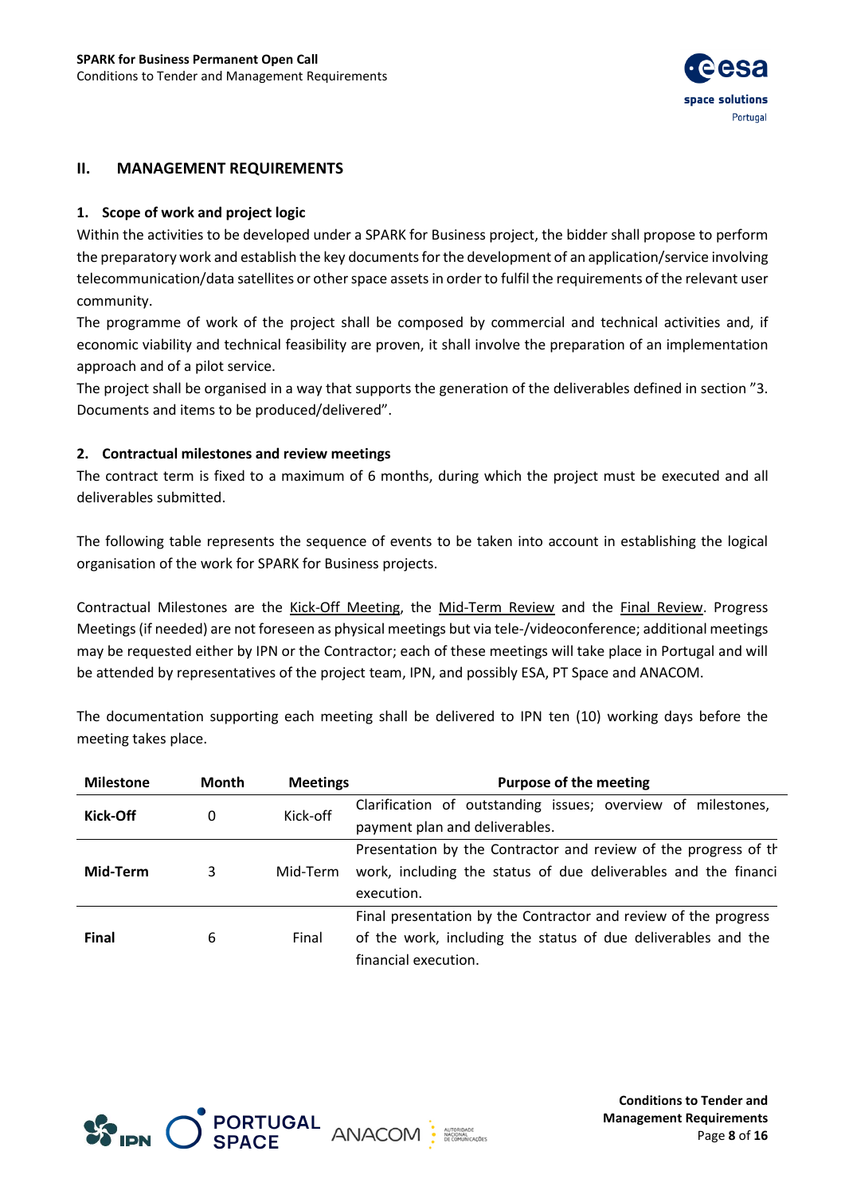## II. MANAGEMENT REQUIREMENTS

### 1. Scope of work and project logic

Within the activities to be developed under a SPARK for Business project, the bidder shall propose to perform the preparatory work and establish the key documents for the development of an application/service involving telecommunication/data satellites or other space assets in order to fulfil the requirements of the relevant user community.

The programme of work of the project shall be composed by commercial and technical activities and, if economic viability and technical feasibility are proven, it shall involve the preparation of an implementation approach and of a pilot service.

The project shall be organised in a way that supports the generation of the deliverables defined in section "3. Documents and items to be produced/delivered".

### 2. Contractual milestones and review meetings

The contract term is fixed to a maximum of 6 months, during which the project must be executed and all deliverables submitted.

The following table represents the sequence of events to be taken into account in establishing the logical organisation of the work for SPARK for Business projects.

Contractual Milestones are the Kick-Off Meeting, the Mid-Term Review and the Final Review. Progress Meetings (if needed) are not foreseen as physical meetings but via tele-/videoconference; additional meetings may be requested either by IPN or the Contractor; each of these meetings will take place in Portugal and will be attended by representatives of the project team, IPN, and possibly ESA, PT Space and ANACOM.

The documentation supporting each meeting shall be delivered to IPN ten (10) working days before the meeting takes place.

| Milestone | Month | Meetings | Purpose of the meeting |
|---|---|---|---|
| **Kick-Off** | 0 | Kick-off | Clarification of outstanding issues; overview of milestones, payment plan and deliverables. |
| **Mid-Term** | 3 | Mid-Term | Presentation by the Contractor and review of the progress of th work, including the status of due deliverables and the financi execution. |
| **Final** | 6 | Final | Final presentation by the Contractor and review of the progress of the work, including the status of due deliverables and the financial execution. |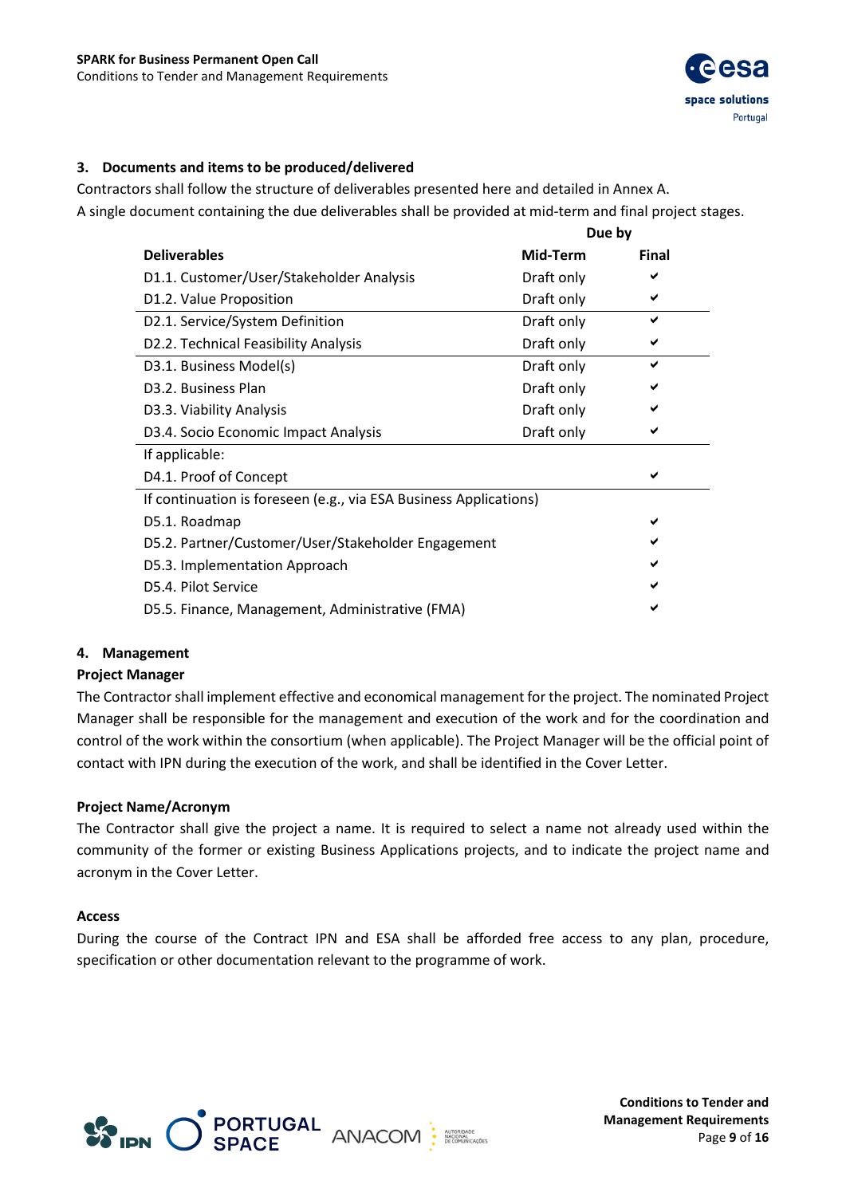## 3. Documents and items to be produced/delivered

Contractors shall follow the structure of deliverables presented here and detailed in Annex A.

A single document containing the due deliverables shall be provided at mid-term and final project stages.

| | Due by | |
|---|---|---|
| **Deliverables** | **Mid-Term** | **Final** |
| D1.1. Customer/User/Stakeholder Analysis | Draft only | ✔ |
| D1.2. Value Proposition | Draft only | ✔ |
| D2.1. Service/System Definition | Draft only | ✔ |
| D2.2. Technical Feasibility Analysis | Draft only | ✔ |
| D3.1. Business Model(s) | Draft only | ✔ |
| D3.2. Business Plan | Draft only | ✔ |
| D3.3. Viability Analysis | Draft only | ✔ |
| D3.4. Socio Economic Impact Analysis | Draft only | ✔ |
| If applicable: | | |
| D4.1. Proof of Concept | | ✔ |
| If continuation is foreseen (e.g., via ESA Business Applications) | | |
| D5.1. Roadmap | | ✔ |
| D5.2. Partner/Customer/User/Stakeholder Engagement | | ✔ |
| D5.3. Implementation Approach | | ✔ |
| D5.4. Pilot Service | | ✔ |
| D5.5. Finance, Management, Administrative (FMA) | | ✔ |

## 4. Management

### Project Manager

The Contractor shall implement effective and economical management for the project. The nominated Project Manager shall be responsible for the management and execution of the work and for the coordination and control of the work within the consortium (when applicable). The Project Manager will be the official point of contact with IPN during the execution of the work, and shall be identified in the Cover Letter.

### Project Name/Acronym

The Contractor shall give the project a name. It is required to select a name not already used within the community of the former or existing Business Applications projects, and to indicate the project name and acronym in the Cover Letter.

### Access

During the course of the Contract IPN and ESA shall be afforded free access to any plan, procedure, specification or other documentation relevant to the programme of work.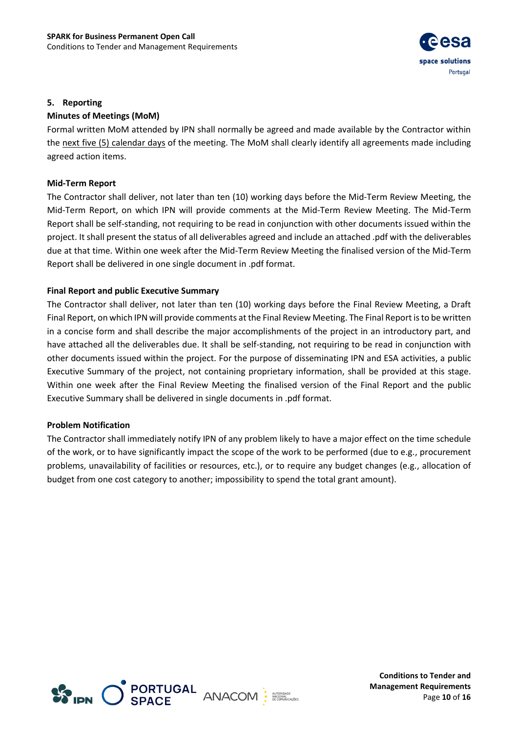## 5. Reporting

### Minutes of Meetings (MoM)

Formal written MoM attended by IPN shall normally be agreed and made available by the Contractor within the next five (5) calendar days of the meeting. The MoM shall clearly identify all agreements made including agreed action items.

### Mid-Term Report

The Contractor shall deliver, not later than ten (10) working days before the Mid-Term Review Meeting, the Mid-Term Report, on which IPN will provide comments at the Mid-Term Review Meeting. The Mid-Term Report shall be self-standing, not requiring to be read in conjunction with other documents issued within the project. It shall present the status of all deliverables agreed and include an attached .pdf with the deliverables due at that time. Within one week after the Mid-Term Review Meeting the finalised version of the Mid-Term Report shall be delivered in one single document in .pdf format.

### Final Report and public Executive Summary

The Contractor shall deliver, not later than ten (10) working days before the Final Review Meeting, a Draft Final Report, on which IPN will provide comments at the Final Review Meeting. The Final Report is to be written in a concise form and shall describe the major accomplishments of the project in an introductory part, and have attached all the deliverables due. It shall be self-standing, not requiring to be read in conjunction with other documents issued within the project. For the purpose of disseminating IPN and ESA activities, a public Executive Summary of the project, not containing proprietary information, shall be provided at this stage. Within one week after the Final Review Meeting the finalised version of the Final Report and the public Executive Summary shall be delivered in single documents in .pdf format.

### Problem Notification

The Contractor shall immediately notify IPN of any problem likely to have a major effect on the time schedule of the work, or to have significantly impact the scope of the work to be performed (due to e.g., procurement problems, unavailability of facilities or resources, etc.), or to require any budget changes (e.g., allocation of budget from one cost category to another; impossibility to spend the total grant amount).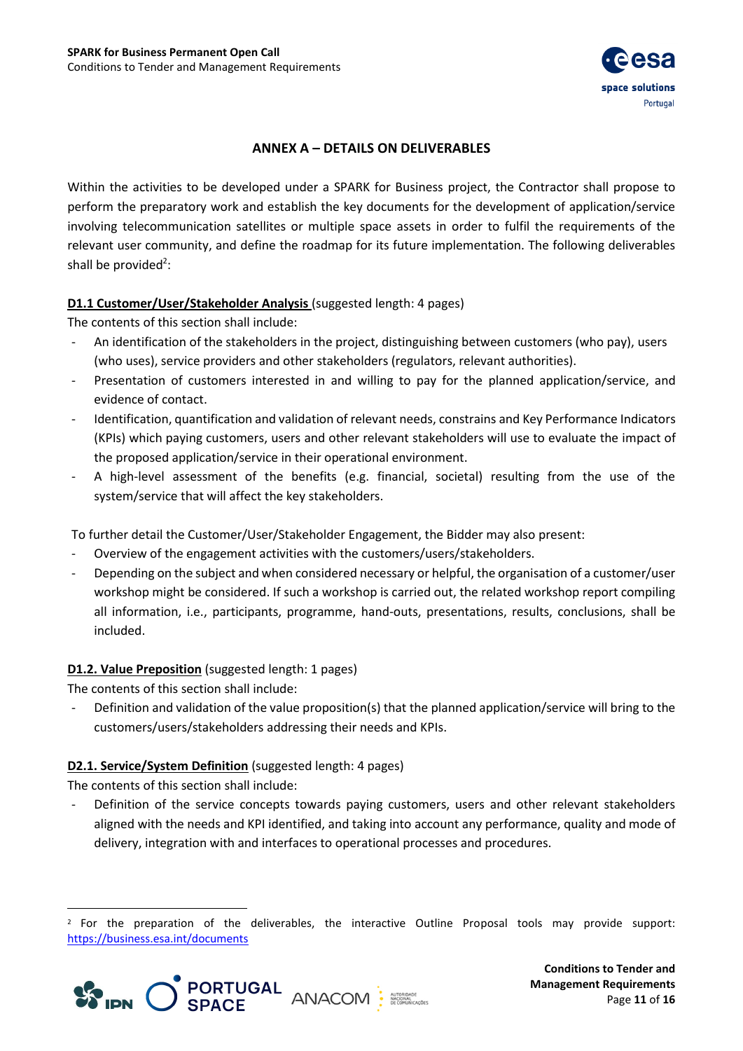## ANNEX A – DETAILS ON DELIVERABLES

Within the activities to be developed under a SPARK for Business project, the Contractor shall propose to perform the preparatory work and establish the key documents for the development of application/service involving telecommunication satellites or multiple space assets in order to fulfil the requirements of the relevant user community, and define the roadmap for its future implementation. The following deliverables shall be provided[2]:

**D1.1 Customer/User/Stakeholder Analysis** (suggested length: 4 pages)

The contents of this section shall include:

- An identification of the stakeholders in the project, distinguishing between customers (who pay), users (who uses), service providers and other stakeholders (regulators, relevant authorities).
- Presentation of customers interested in and willing to pay for the planned application/service, and evidence of contact.
- Identification, quantification and validation of relevant needs, constrains and Key Performance Indicators (KPIs) which paying customers, users and other relevant stakeholders will use to evaluate the impact of the proposed application/service in their operational environment.
- A high-level assessment of the benefits (e.g. financial, societal) resulting from the use of the system/service that will affect the key stakeholders.

To further detail the Customer/User/Stakeholder Engagement, the Bidder may also present:

- Overview of the engagement activities with the customers/users/stakeholders.
- Depending on the subject and when considered necessary or helpful, the organisation of a customer/user workshop might be considered. If such a workshop is carried out, the related workshop report compiling all information, i.e., participants, programme, hand-outs, presentations, results, conclusions, shall be included.

**D1.2. Value Preposition** (suggested length: 1 pages)

The contents of this section shall include:

- Definition and validation of the value proposition(s) that the planned application/service will bring to the customers/users/stakeholders addressing their needs and KPIs.

**D2.1. Service/System Definition** (suggested length: 4 pages)

The contents of this section shall include:

- Definition of the service concepts towards paying customers, users and other relevant stakeholders aligned with the needs and KPI identified, and taking into account any performance, quality and mode of delivery, integration with and interfaces to operational processes and procedures.

---

[2] For the preparation of the deliverables, the interactive Outline Proposal tools may provide support: https://business.esa.int/documents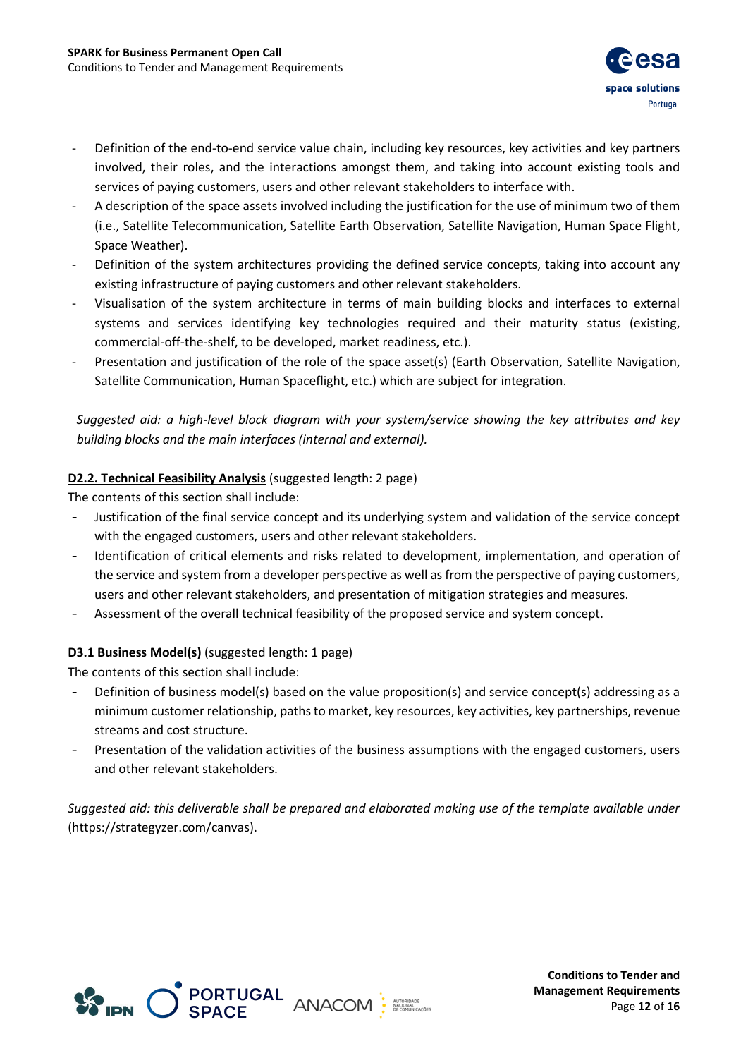- Definition of the end-to-end service value chain, including key resources, key activities and key partners involved, their roles, and the interactions amongst them, and taking into account existing tools and services of paying customers, users and other relevant stakeholders to interface with.
- A description of the space assets involved including the justification for the use of minimum two of them (i.e., Satellite Telecommunication, Satellite Earth Observation, Satellite Navigation, Human Space Flight, Space Weather).
- Definition of the system architectures providing the defined service concepts, taking into account any existing infrastructure of paying customers and other relevant stakeholders.
- Visualisation of the system architecture in terms of main building blocks and interfaces to external systems and services identifying key technologies required and their maturity status (existing, commercial-off-the-shelf, to be developed, market readiness, etc.).
- Presentation and justification of the role of the space asset(s) (Earth Observation, Satellite Navigation, Satellite Communication, Human Spaceflight, etc.) which are subject for integration.

*Suggested aid: a high-level block diagram with your system/service showing the key attributes and key building blocks and the main interfaces (internal and external).*

**D2.2. Technical Feasibility Analysis** (suggested length: 2 page)

The contents of this section shall include:

- Justification of the final service concept and its underlying system and validation of the service concept with the engaged customers, users and other relevant stakeholders.
- Identification of critical elements and risks related to development, implementation, and operation of the service and system from a developer perspective as well as from the perspective of paying customers, users and other relevant stakeholders, and presentation of mitigation strategies and measures.
- Assessment of the overall technical feasibility of the proposed service and system concept.

**D3.1 Business Model(s)** (suggested length: 1 page)

The contents of this section shall include:

- Definition of business model(s) based on the value proposition(s) and service concept(s) addressing as a minimum customer relationship, paths to market, key resources, key activities, key partnerships, revenue streams and cost structure.
- Presentation of the validation activities of the business assumptions with the engaged customers, users and other relevant stakeholders.

*Suggested aid: this deliverable shall be prepared and elaborated making use of the template available under* (https://strategyzer.com/canvas).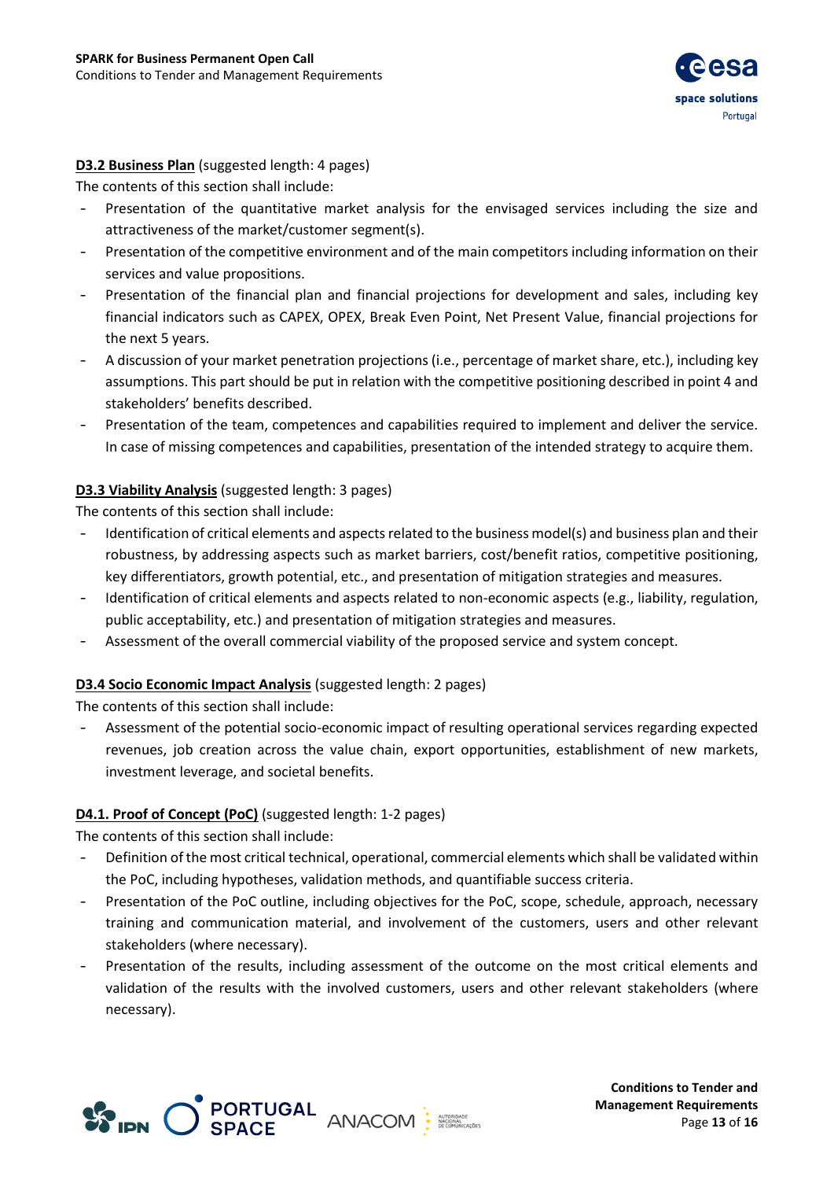**D3.2 Business Plan** (suggested length: 4 pages)

The contents of this section shall include:

- Presentation of the quantitative market analysis for the envisaged services including the size and attractiveness of the market/customer segment(s).
- Presentation of the competitive environment and of the main competitors including information on their services and value propositions.
- Presentation of the financial plan and financial projections for development and sales, including key financial indicators such as CAPEX, OPEX, Break Even Point, Net Present Value, financial projections for the next 5 years.
- A discussion of your market penetration projections (i.e., percentage of market share, etc.), including key assumptions. This part should be put in relation with the competitive positioning described in point 4 and stakeholders' benefits described.
- Presentation of the team, competences and capabilities required to implement and deliver the service. In case of missing competences and capabilities, presentation of the intended strategy to acquire them.

**D3.3 Viability Analysis** (suggested length: 3 pages)

The contents of this section shall include:

- Identification of critical elements and aspects related to the business model(s) and business plan and their robustness, by addressing aspects such as market barriers, cost/benefit ratios, competitive positioning, key differentiators, growth potential, etc., and presentation of mitigation strategies and measures.
- Identification of critical elements and aspects related to non-economic aspects (e.g., liability, regulation, public acceptability, etc.) and presentation of mitigation strategies and measures.
- Assessment of the overall commercial viability of the proposed service and system concept.

**D3.4 Socio Economic Impact Analysis** (suggested length: 2 pages)

The contents of this section shall include:

- Assessment of the potential socio-economic impact of resulting operational services regarding expected revenues, job creation across the value chain, export opportunities, establishment of new markets, investment leverage, and societal benefits.

**D4.1. Proof of Concept (PoC)** (suggested length: 1-2 pages)

The contents of this section shall include:

- Definition of the most critical technical, operational, commercial elements which shall be validated within the PoC, including hypotheses, validation methods, and quantifiable success criteria.
- Presentation of the PoC outline, including objectives for the PoC, scope, schedule, approach, necessary training and communication material, and involvement of the customers, users and other relevant stakeholders (where necessary).
- Presentation of the results, including assessment of the outcome on the most critical elements and validation of the results with the involved customers, users and other relevant stakeholders (where necessary).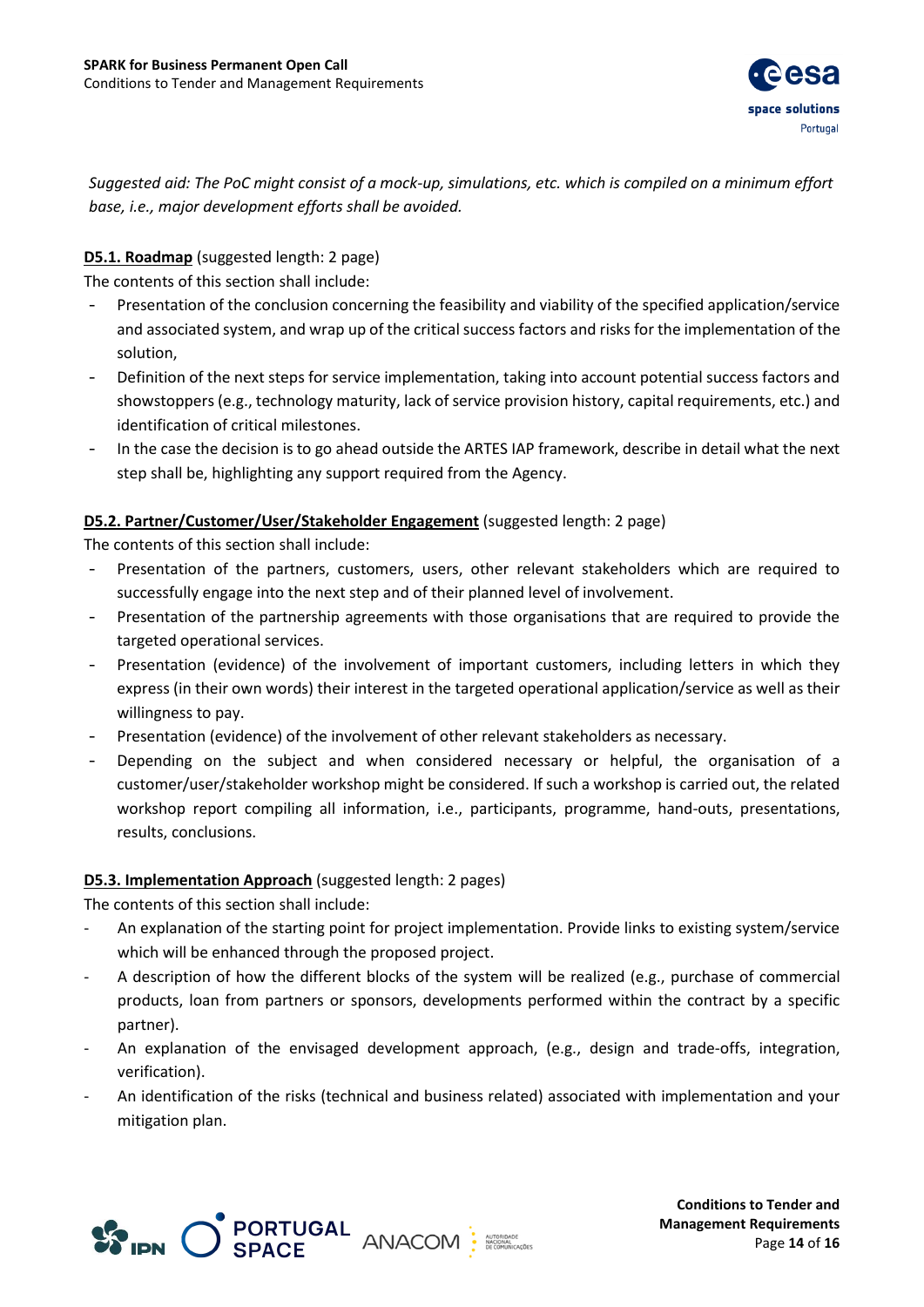*Suggested aid: The PoC might consist of a mock-up, simulations, etc. which is compiled on a minimum effort base, i.e., major development efforts shall be avoided.*

**D5.1. Roadmap** (suggested length: 2 page)

The contents of this section shall include:

- Presentation of the conclusion concerning the feasibility and viability of the specified application/service and associated system, and wrap up of the critical success factors and risks for the implementation of the solution,
- Definition of the next steps for service implementation, taking into account potential success factors and showstoppers (e.g., technology maturity, lack of service provision history, capital requirements, etc.) and identification of critical milestones.
- In the case the decision is to go ahead outside the ARTES IAP framework, describe in detail what the next step shall be, highlighting any support required from the Agency.

**D5.2. Partner/Customer/User/Stakeholder Engagement** (suggested length: 2 page)

The contents of this section shall include:

- Presentation of the partners, customers, users, other relevant stakeholders which are required to successfully engage into the next step and of their planned level of involvement.
- Presentation of the partnership agreements with those organisations that are required to provide the targeted operational services.
- Presentation (evidence) of the involvement of important customers, including letters in which they express (in their own words) their interest in the targeted operational application/service as well as their willingness to pay.
- Presentation (evidence) of the involvement of other relevant stakeholders as necessary.
- Depending on the subject and when considered necessary or helpful, the organisation of a customer/user/stakeholder workshop might be considered. If such a workshop is carried out, the related workshop report compiling all information, i.e., participants, programme, hand-outs, presentations, results, conclusions.

**D5.3. Implementation Approach** (suggested length: 2 pages)

The contents of this section shall include:

- An explanation of the starting point for project implementation. Provide links to existing system/service which will be enhanced through the proposed project.
- A description of how the different blocks of the system will be realized (e.g., purchase of commercial products, loan from partners or sponsors, developments performed within the contract by a specific partner).
- An explanation of the envisaged development approach, (e.g., design and trade-offs, integration, verification).
- An identification of the risks (technical and business related) associated with implementation and your mitigation plan.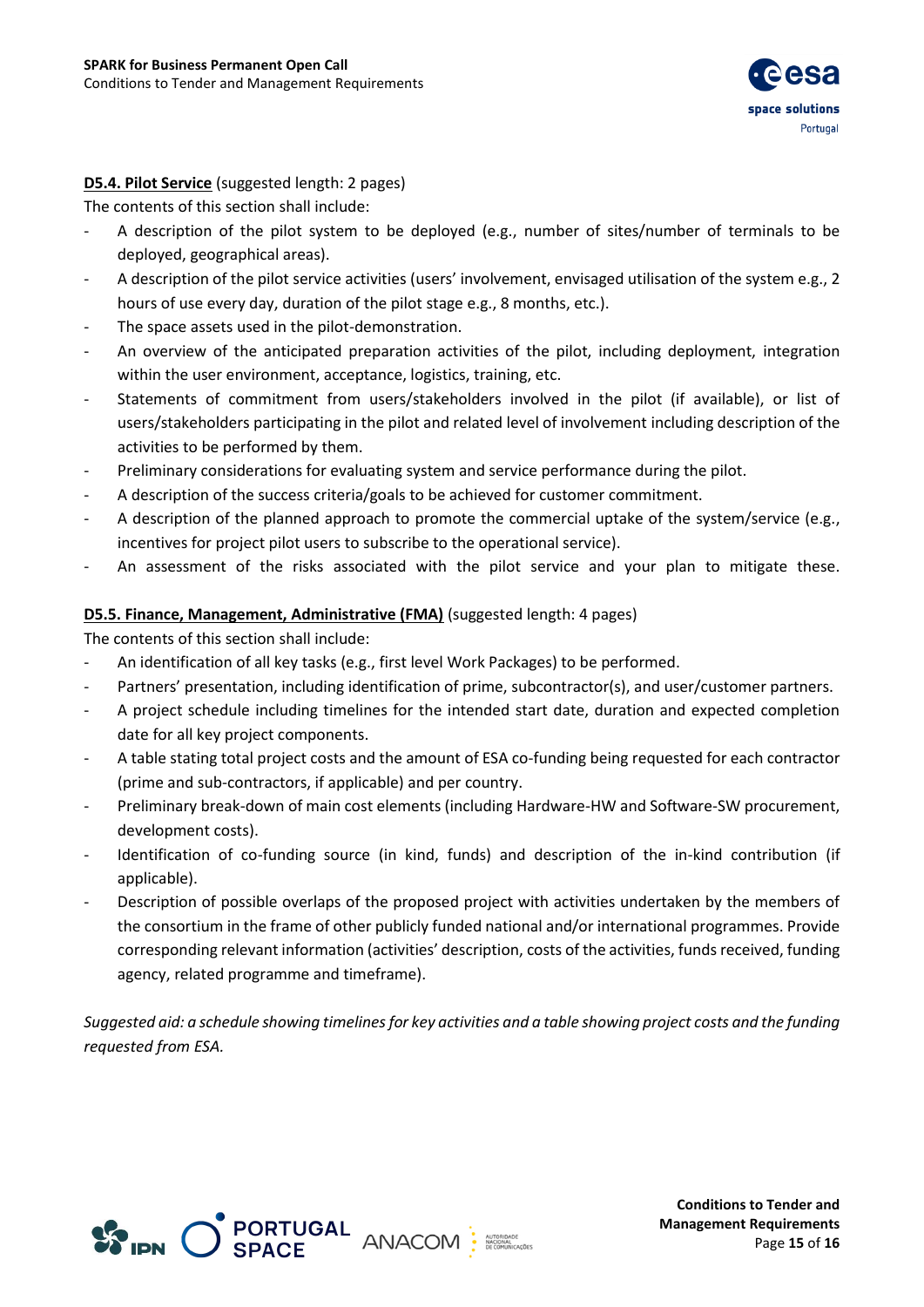**D5.4. Pilot Service** (suggested length: 2 pages)

The contents of this section shall include:

- A description of the pilot system to be deployed (e.g., number of sites/number of terminals to be deployed, geographical areas).
- A description of the pilot service activities (users' involvement, envisaged utilisation of the system e.g., 2 hours of use every day, duration of the pilot stage e.g., 8 months, etc.).
- The space assets used in the pilot-demonstration.
- An overview of the anticipated preparation activities of the pilot, including deployment, integration within the user environment, acceptance, logistics, training, etc.
- Statements of commitment from users/stakeholders involved in the pilot (if available), or list of users/stakeholders participating in the pilot and related level of involvement including description of the activities to be performed by them.
- Preliminary considerations for evaluating system and service performance during the pilot.
- A description of the success criteria/goals to be achieved for customer commitment.
- A description of the planned approach to promote the commercial uptake of the system/service (e.g., incentives for project pilot users to subscribe to the operational service).
- An assessment of the risks associated with the pilot service and your plan to mitigate these.

**D5.5. Finance, Management, Administrative (FMA)** (suggested length: 4 pages)

The contents of this section shall include:

- An identification of all key tasks (e.g., first level Work Packages) to be performed.
- Partners' presentation, including identification of prime, subcontractor(s), and user/customer partners.
- A project schedule including timelines for the intended start date, duration and expected completion date for all key project components.
- A table stating total project costs and the amount of ESA co-funding being requested for each contractor (prime and sub-contractors, if applicable) and per country.
- Preliminary break-down of main cost elements (including Hardware-HW and Software-SW procurement, development costs).
- Identification of co-funding source (in kind, funds) and description of the in-kind contribution (if applicable).
- Description of possible overlaps of the proposed project with activities undertaken by the members of the consortium in the frame of other publicly funded national and/or international programmes. Provide corresponding relevant information (activities' description, costs of the activities, funds received, funding agency, related programme and timeframe).

*Suggested aid: a schedule showing timelines for key activities and a table showing project costs and the funding requested from ESA.*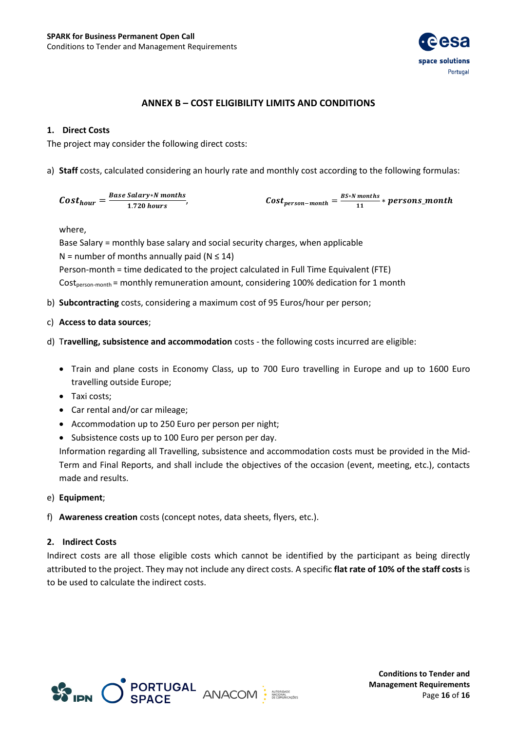## ANNEX B – COST ELIGIBILITY LIMITS AND CONDITIONS

### 1. Direct Costs

The project may consider the following direct costs:

a) **Staff** costs, calculated considering an hourly rate and monthly cost according to the following formulas:

$$Cost_{hour} = \frac{Base\ Salary * N\ months}{1.720\ hours}, \qquad Cost_{person-month} = \frac{BS * N\ months}{11} * persons\_month$$

where,

Base Salary = monthly base salary and social security charges, when applicable

N = number of months annually paid ($N \leq 14$)

Person-month = time dedicated to the project calculated in Full Time Equivalent (FTE)

$Cost_{person-month}$ = monthly remuneration amount, considering 100% dedication for 1 month

b) **Subcontracting** costs, considering a maximum cost of 95 Euros/hour per person;

c) **Access to data sources**;

d) T**ravelling, subsistence and accommodation** costs - the following costs incurred are eligible:

- Train and plane costs in Economy Class, up to 700 Euro travelling in Europe and up to 1600 Euro travelling outside Europe;
- Taxi costs;
- Car rental and/or car mileage;
- Accommodation up to 250 Euro per person per night;
- Subsistence costs up to 100 Euro per person per day.

Information regarding all Travelling, subsistence and accommodation costs must be provided in the Mid-Term and Final Reports, and shall include the objectives of the occasion (event, meeting, etc.), contacts made and results.

e) **Equipment**;

f) **Awareness creation** costs (concept notes, data sheets, flyers, etc.).

### 2. Indirect Costs

Indirect costs are all those eligible costs which cannot be identified by the participant as being directly attributed to the project. They may not include any direct costs. A specific **flat rate of 10% of the staff costs** is to be used to calculate the indirect costs.